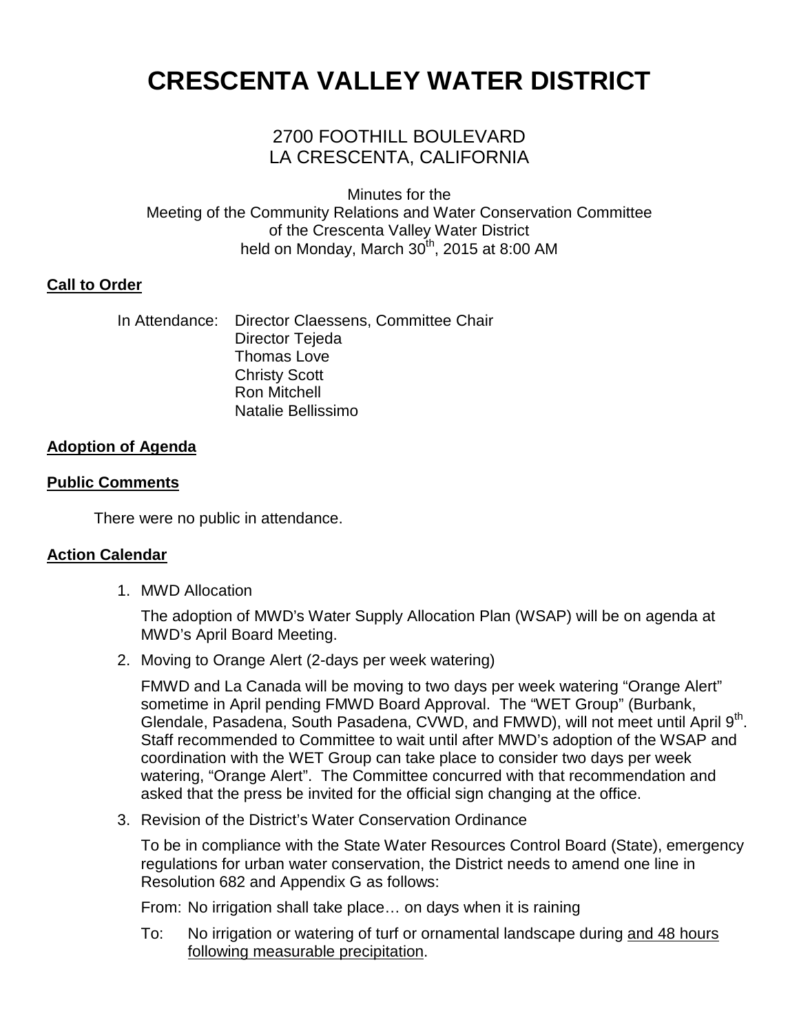# CRESCENTA VALLEY WATER DISTRICT

2700 FOOTHILL BOULEVARD
LA CRESCENTA, CALIFORNIA

Minutes for the
Meeting of the Community Relations and Water Conservation Committee
of the Crescenta Valley Water District
held on Monday, March 30th, 2015 at 8:00 AM

## Call to Order

In Attendance: Director Claessens, Committee Chair
Director Tejeda
Thomas Love
Christy Scott
Ron Mitchell
Natalie Bellissimo

## Adoption of Agenda

## Public Comments

There were no public in attendance.

## Action Calendar

1. MWD Allocation

   The adoption of MWD's Water Supply Allocation Plan (WSAP) will be on agenda at MWD's April Board Meeting.

2. Moving to Orange Alert (2-days per week watering)

   FMWD and La Canada will be moving to two days per week watering "Orange Alert" sometime in April pending FMWD Board Approval. The "WET Group" (Burbank, Glendale, Pasadena, South Pasadena, CVWD, and FMWD), will not meet until April 9th. Staff recommended to Committee to wait until after MWD's adoption of the WSAP and coordination with the WET Group can take place to consider two days per week watering, "Orange Alert". The Committee concurred with that recommendation and asked that the press be invited for the official sign changing at the office.

3. Revision of the District's Water Conservation Ordinance

   To be in compliance with the State Water Resources Control Board (State), emergency regulations for urban water conservation, the District needs to amend one line in Resolution 682 and Appendix G as follows:

   From: No irrigation shall take place… on days when it is raining

   To: No irrigation or watering of turf or ornamental landscape during <u>and 48 hours following measurable precipitation</u>.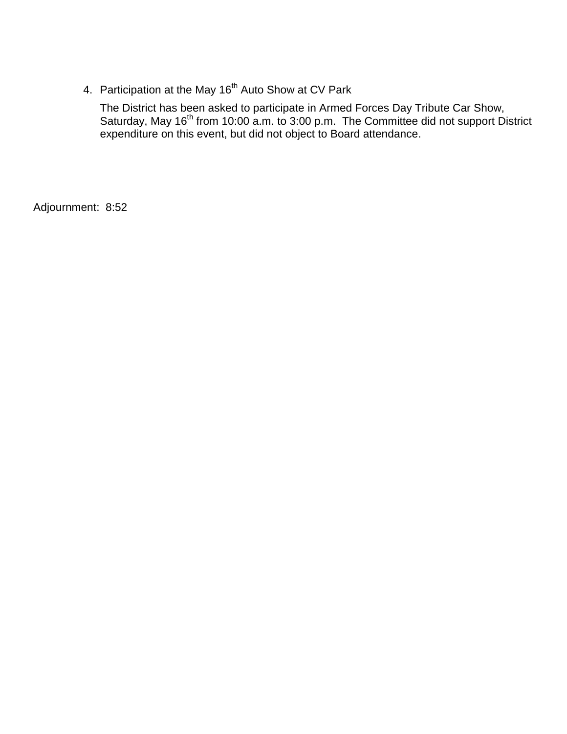4. Participation at the May 16th Auto Show at CV Park

   The District has been asked to participate in Armed Forces Day Tribute Car Show, Saturday, May 16th from 10:00 a.m. to 3:00 p.m. The Committee did not support District expenditure on this event, but did not object to Board attendance.

Adjournment: 8:52